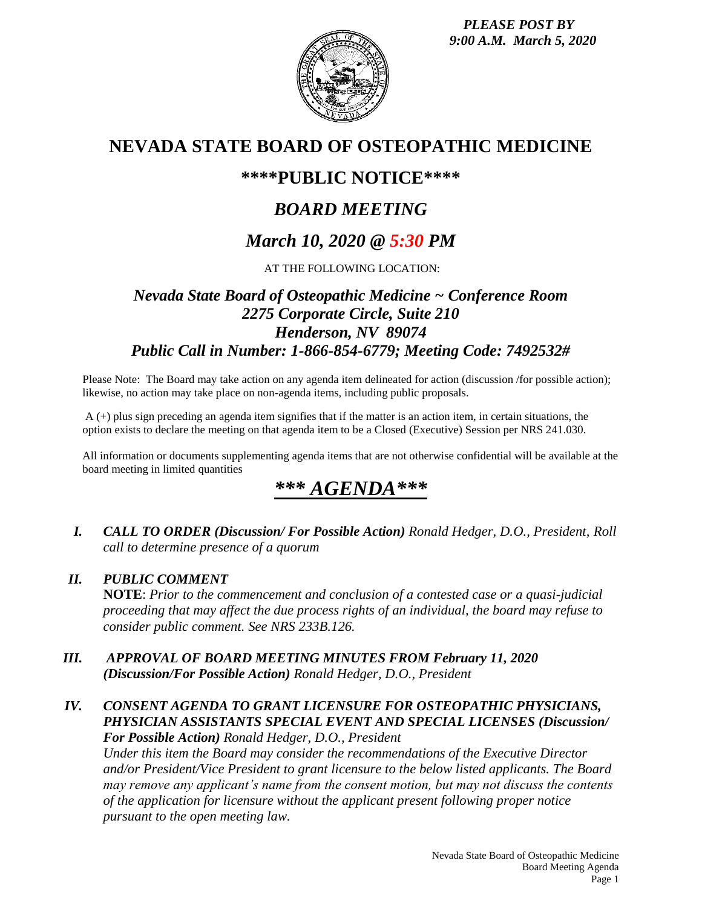*PLEASE POST BY*
*9:00 A.M. March 5, 2020*

# NEVADA STATE BOARD OF OSTEOPATHIC MEDICINE

## \*\*\*\*PUBLIC NOTICE\*\*\*\*

## *BOARD MEETING*

## *March 10, 2020 @ 5:30 PM*

AT THE FOLLOWING LOCATION:

### *Nevada State Board of Osteopathic Medicine ~ Conference Room*
### *2275 Corporate Circle, Suite 210*
### *Henderson, NV 89074*
### *Public Call in Number: 1-866-854-6779; Meeting Code: 7492532#*

Please Note: The Board may take action on any agenda item delineated for action (discussion /for possible action); likewise, no action may take place on non-agenda items, including public proposals.

A (+) plus sign preceding an agenda item signifies that if the matter is an action item, in certain situations, the option exists to declare the meeting on that agenda item to be a Closed (Executive) Session per NRS 241.030.

All information or documents supplementing agenda items that are not otherwise confidential will be available at the board meeting in limited quantities

## *\*\*\* AGENDA\*\*\**

**I.** ***CALL TO ORDER (Discussion/ For Possible Action)*** *Ronald Hedger, D.O., President, Roll call to determine presence of a quorum*

**II.** ***PUBLIC COMMENT***
**NOTE**: *Prior to the commencement and conclusion of a contested case or a quasi-judicial proceeding that may affect the due process rights of an individual, the board may refuse to consider public comment. See NRS 233B.126.*

**III.** ***APPROVAL OF BOARD MEETING MINUTES FROM February 11, 2020 (Discussion/For Possible Action)*** *Ronald Hedger, D.O., President*

**IV.** ***CONSENT AGENDA TO GRANT LICENSURE FOR OSTEOPATHIC PHYSICIANS, PHYSICIAN ASSISTANTS SPECIAL EVENT AND SPECIAL LICENSES (Discussion/ For Possible Action)*** *Ronald Hedger, D.O., President*
*Under this item the Board may consider the recommendations of the Executive Director and/or President/Vice President to grant licensure to the below listed applicants. The Board may remove any applicant's name from the consent motion, but may not discuss the contents of the application for licensure without the applicant present following proper notice pursuant to the open meeting law.*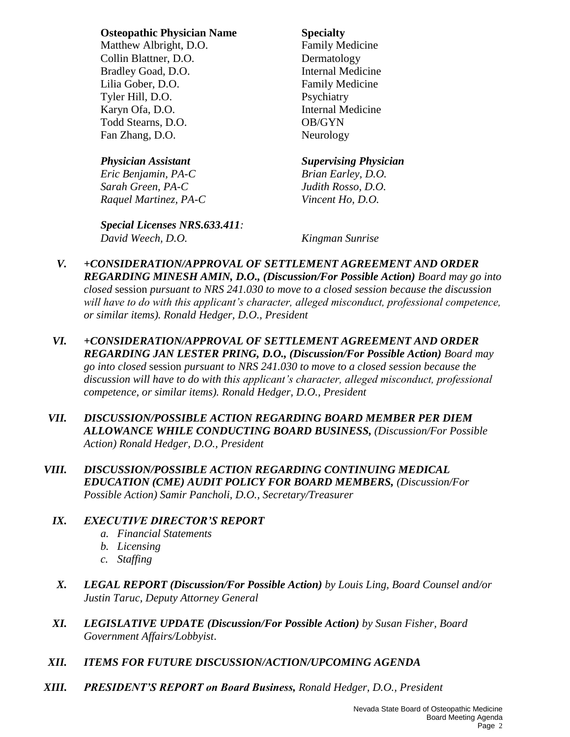| **Osteopathic Physician Name** | **Specialty** |
|---|---|
| Matthew Albright, D.O. | Family Medicine |
| Collin Blattner, D.O. | Dermatology |
| Bradley Goad, D.O. | Internal Medicine |
| Lilia Gober, D.O. | Family Medicine |
| Tyler Hill, D.O. | Psychiatry |
| Karyn Ofa, D.O. | Internal Medicine |
| Todd Stearns, D.O. | OB/GYN |
| Fan Zhang, D.O. | Neurology |

| ***Physician Assistant*** | ***Supervising Physician*** |
|---|---|
| *Eric Benjamin, PA-C* | *Brian Earley, D.O.* |
| *Sarah Green, PA-C* | *Judith Rosso, D.O.* |
| *Raquel Martinez, PA-C* | *Vincent Ho, D.O.* |

***Special Licenses NRS.633.411:***

*David Weech, D.O.* *Kingman Sunrise*

V. ***+CONSIDERATION/APPROVAL OF SETTLEMENT AGREEMENT AND ORDER REGARDING MINESH AMIN, D.O., (Discussion/For Possible Action)*** *Board may go into closed* session *pursuant to NRS 241.030 to move to a closed session because the discussion will have to do with this applicant's character, alleged misconduct, professional competence, or similar items). Ronald Hedger, D.O., President*

VI. ***+CONSIDERATION/APPROVAL OF SETTLEMENT AGREEMENT AND ORDER REGARDING JAN LESTER PRING, D.O., (Discussion/For Possible Action)*** *Board may go into closed* session *pursuant to NRS 241.030 to move to a closed session because the discussion will have to do with this applicant's character, alleged misconduct, professional competence, or similar items). Ronald Hedger, D.O., President*

VII. ***DISCUSSION/POSSIBLE ACTION REGARDING BOARD MEMBER PER DIEM ALLOWANCE WHILE CONDUCTING BOARD BUSINESS,*** *(Discussion/For Possible Action) Ronald Hedger, D.O., President*

VIII. ***DISCUSSION/POSSIBLE ACTION REGARDING CONTINUING MEDICAL EDUCATION (CME) AUDIT POLICY FOR BOARD MEMBERS,*** *(Discussion/For Possible Action) Samir Pancholi, D.O., Secretary/Treasurer*

IX. ***EXECUTIVE DIRECTOR'S REPORT***
   - *a. Financial Statements*
   - *b. Licensing*
   - *c. Staffing*

X. ***LEGAL REPORT (Discussion/For Possible Action)*** *by Louis Ling, Board Counsel and/or Justin Taruc, Deputy Attorney General*

XI. ***LEGISLATIVE UPDATE (Discussion/For Possible Action)*** *by Susan Fisher, Board Government Affairs/Lobbyist*.

XII. ***ITEMS FOR FUTURE DISCUSSION/ACTION/UPCOMING AGENDA***

XIII. ***PRESIDENT'S REPORT on Board Business,*** *Ronald Hedger, D.O., President*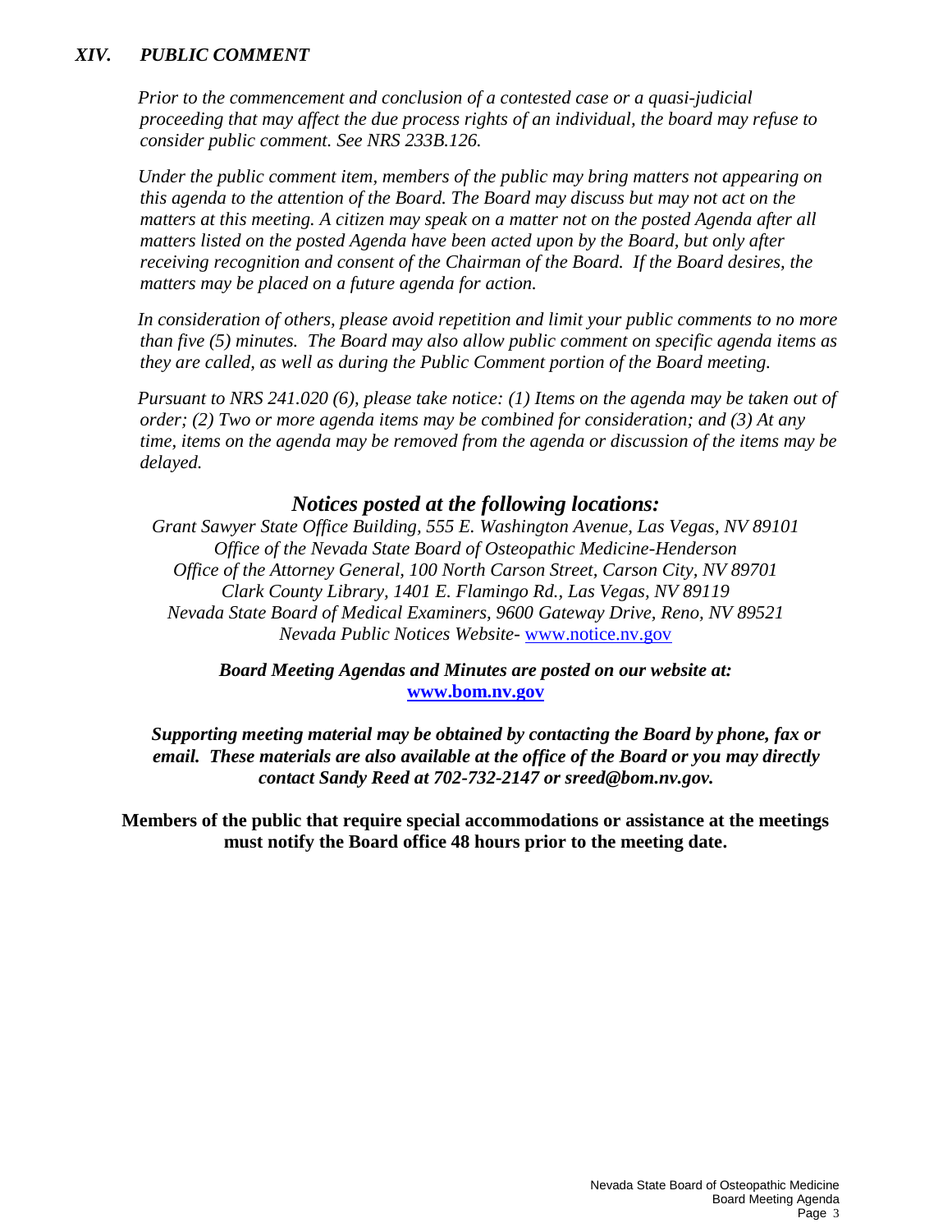## *XIV. PUBLIC COMMENT*

*Prior to the commencement and conclusion of a contested case or a quasi-judicial proceeding that may affect the due process rights of an individual, the board may refuse to consider public comment. See NRS 233B.126.*

*Under the public comment item, members of the public may bring matters not appearing on this agenda to the attention of the Board. The Board may discuss but may not act on the matters at this meeting. A citizen may speak on a matter not on the posted Agenda after all matters listed on the posted Agenda have been acted upon by the Board, but only after receiving recognition and consent of the Chairman of the Board. If the Board desires, the matters may be placed on a future agenda for action.*

*In consideration of others, please avoid repetition and limit your public comments to no more than five (5) minutes. The Board may also allow public comment on specific agenda items as they are called, as well as during the Public Comment portion of the Board meeting.*

*Pursuant to NRS 241.020 (6), please take notice: (1) Items on the agenda may be taken out of order; (2) Two or more agenda items may be combined for consideration; and (3) At any time, items on the agenda may be removed from the agenda or discussion of the items may be delayed.*

### *Notices posted at the following locations:*

*Grant Sawyer State Office Building, 555 E. Washington Avenue, Las Vegas, NV 89101*
*Office of the Nevada State Board of Osteopathic Medicine-Henderson*
*Office of the Attorney General, 100 North Carson Street, Carson City, NV 89701*
*Clark County Library, 1401 E. Flamingo Rd., Las Vegas, NV 89119*
*Nevada State Board of Medical Examiners, 9600 Gateway Drive, Reno, NV 89521*
*Nevada Public Notices Website-* www.notice.nv.gov

***Board Meeting Agendas and Minutes are posted on our website at:***
**www.bom.nv.gov**

***Supporting meeting material may be obtained by contacting the Board by phone, fax or email. These materials are also available at the office of the Board or you may directly contact Sandy Reed at 702-732-2147 or sreed@bom.nv.gov.***

**Members of the public that require special accommodations or assistance at the meetings must notify the Board office 48 hours prior to the meeting date.**